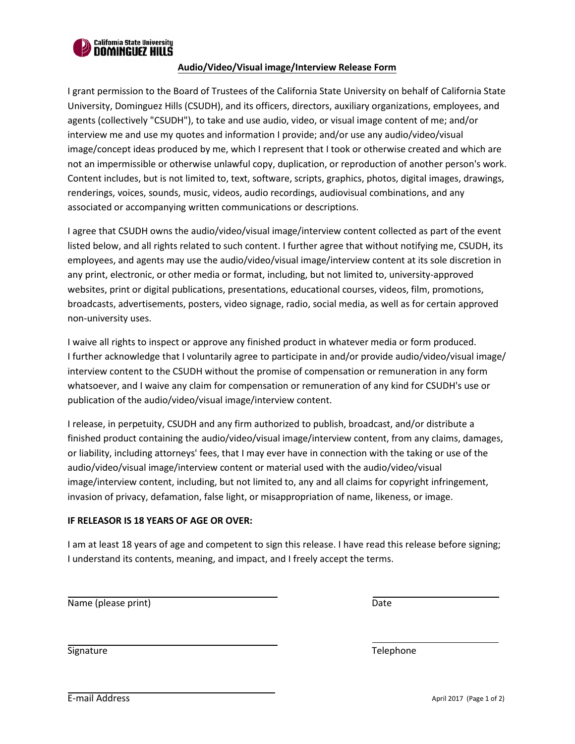California State University
DOMINGUEZ HILLS

## Audio/Video/Visual image/Interview Release Form

I grant permission to the Board of Trustees of the California State University on behalf of California State University, Dominguez Hills (CSUDH), and its officers, directors, auxiliary organizations, employees, and agents (collectively "CSUDH"), to take and use audio, video, or visual image content of me; and/or interview me and use my quotes and information I provide; and/or use any audio/video/visual image/concept ideas produced by me, which I represent that I took or otherwise created and which are not an impermissible or otherwise unlawful copy, duplication, or reproduction of another person's work. Content includes, but is not limited to, text, software, scripts, graphics, photos, digital images, drawings, renderings, voices, sounds, music, videos, audio recordings, audiovisual combinations, and any associated or accompanying written communications or descriptions.

I agree that CSUDH owns the audio/video/visual image/interview content collected as part of the event listed below, and all rights related to such content. I further agree that without notifying me, CSUDH, its employees, and agents may use the audio/video/visual image/interview content at its sole discretion in any print, electronic, or other media or format, including, but not limited to, university-approved websites, print or digital publications, presentations, educational courses, videos, film, promotions, broadcasts, advertisements, posters, video signage, radio, social media, as well as for certain approved non-university uses.

I waive all rights to inspect or approve any finished product in whatever media or form produced. I further acknowledge that I voluntarily agree to participate in and/or provide audio/video/visual image/ interview content to the CSUDH without the promise of compensation or remuneration in any form whatsoever, and I waive any claim for compensation or remuneration of any kind for CSUDH's use or publication of the audio/video/visual image/interview content.

I release, in perpetuity, CSUDH and any firm authorized to publish, broadcast, and/or distribute a finished product containing the audio/video/visual image/interview content, from any claims, damages, or liability, including attorneys' fees, that I may ever have in connection with the taking or use of the audio/video/visual image/interview content or material used with the audio/video/visual image/interview content, including, but not limited to, any and all claims for copyright infringement, invasion of privacy, defamation, false light, or misappropriation of name, likeness, or image.

**IF RELEASOR IS 18 YEARS OF AGE OR OVER:**

I am at least 18 years of age and competent to sign this release. I have read this release before signing; I understand its contents, meaning, and impact, and I freely accept the terms.

Name (please print) ______________________________ Date ______________

Signature ______________________________ Telephone ______________

E-mail Address ______________________________

April 2017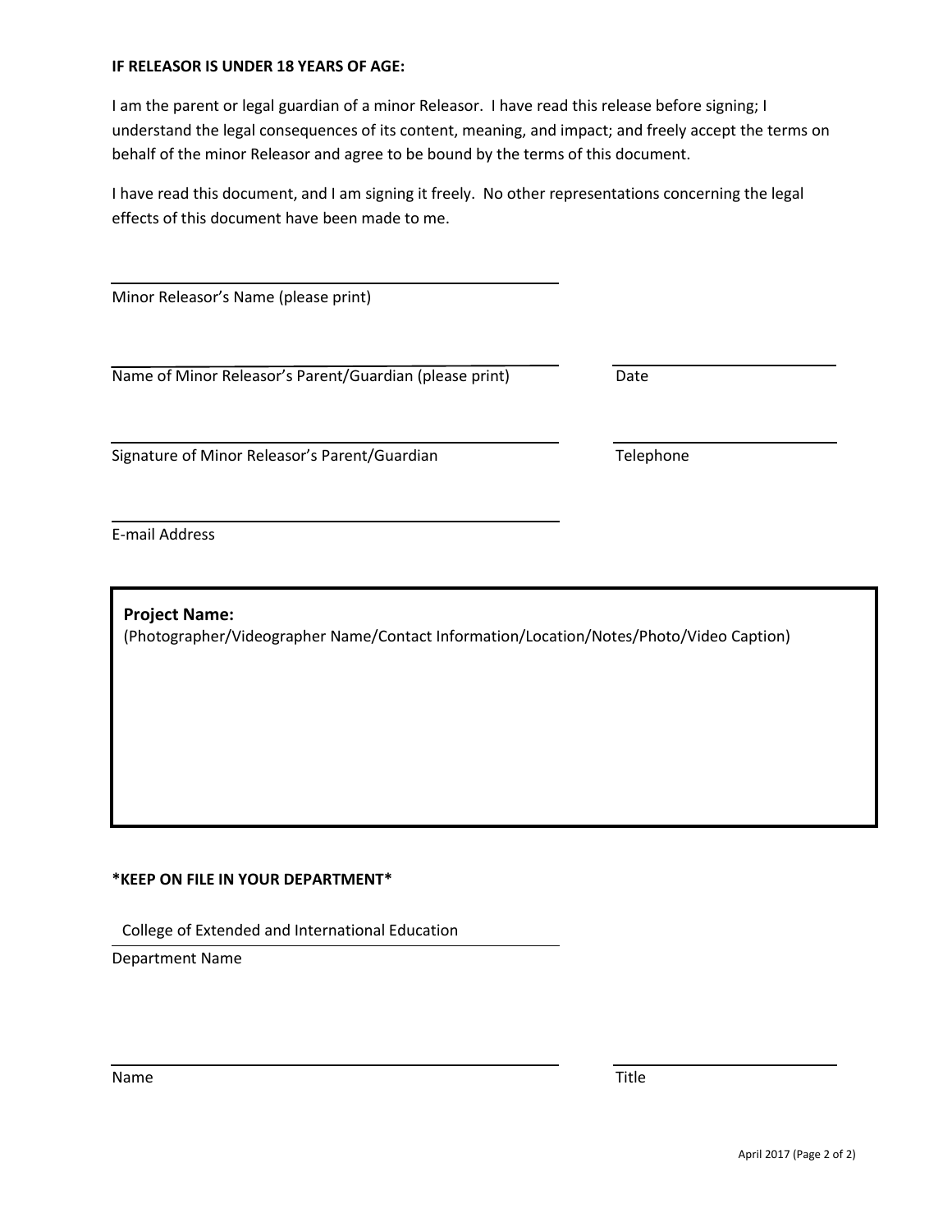**IF RELEASOR IS UNDER 18 YEARS OF AGE:**

I am the parent or legal guardian of a minor Releasor. I have read this release before signing; I understand the legal consequences of its content, meaning, and impact; and freely accept the terms on behalf of the minor Releasor and agree to be bound by the terms of this document.

I have read this document, and I am signing it freely. No other representations concerning the legal effects of this document have been made to me.

\_\_\_\_\_\_\_\_\_\_\_\_\_\_\_\_\_\_\_\_\_\_\_\_\_\_\_\_\_\_\_\_\_\_\_\_\_\_\_\_
Minor Releasor's Name (please print)

\_\_\_\_\_\_\_\_\_\_\_\_\_\_\_\_\_\_\_\_\_\_\_\_\_\_\_\_\_\_\_\_\_\_\_\_\_\_\_\_ \_\_\_\_\_\_\_\_\_\_\_\_\_\_\_\_\_\_\_\_
Name of Minor Releasor's Parent/Guardian (please print) Date

\_\_\_\_\_\_\_\_\_\_\_\_\_\_\_\_\_\_\_\_\_\_\_\_\_\_\_\_\_\_\_\_\_\_\_\_\_\_\_\_ \_\_\_\_\_\_\_\_\_\_\_\_\_\_\_\_\_\_\_\_
Signature of Minor Releasor's Parent/Guardian Telephone

\_\_\_\_\_\_\_\_\_\_\_\_\_\_\_\_\_\_\_\_\_\_\_\_\_\_\_\_\_\_\_\_\_\_\_\_\_\_\_\_
E-mail Address

**Project Name:**
(Photographer/Videographer Name/Contact Information/Location/Notes/Photo/Video Caption)

**\*KEEP ON FILE IN YOUR DEPARTMENT\***

College of Extended and International Education
Department Name

\_\_\_\_\_\_\_\_\_\_\_\_\_\_\_\_\_\_\_\_\_\_\_\_\_\_\_\_\_\_\_\_\_\_\_\_\_\_\_\_ \_\_\_\_\_\_\_\_\_\_\_\_\_\_\_\_\_\_\_\_
Name Title

April 2017